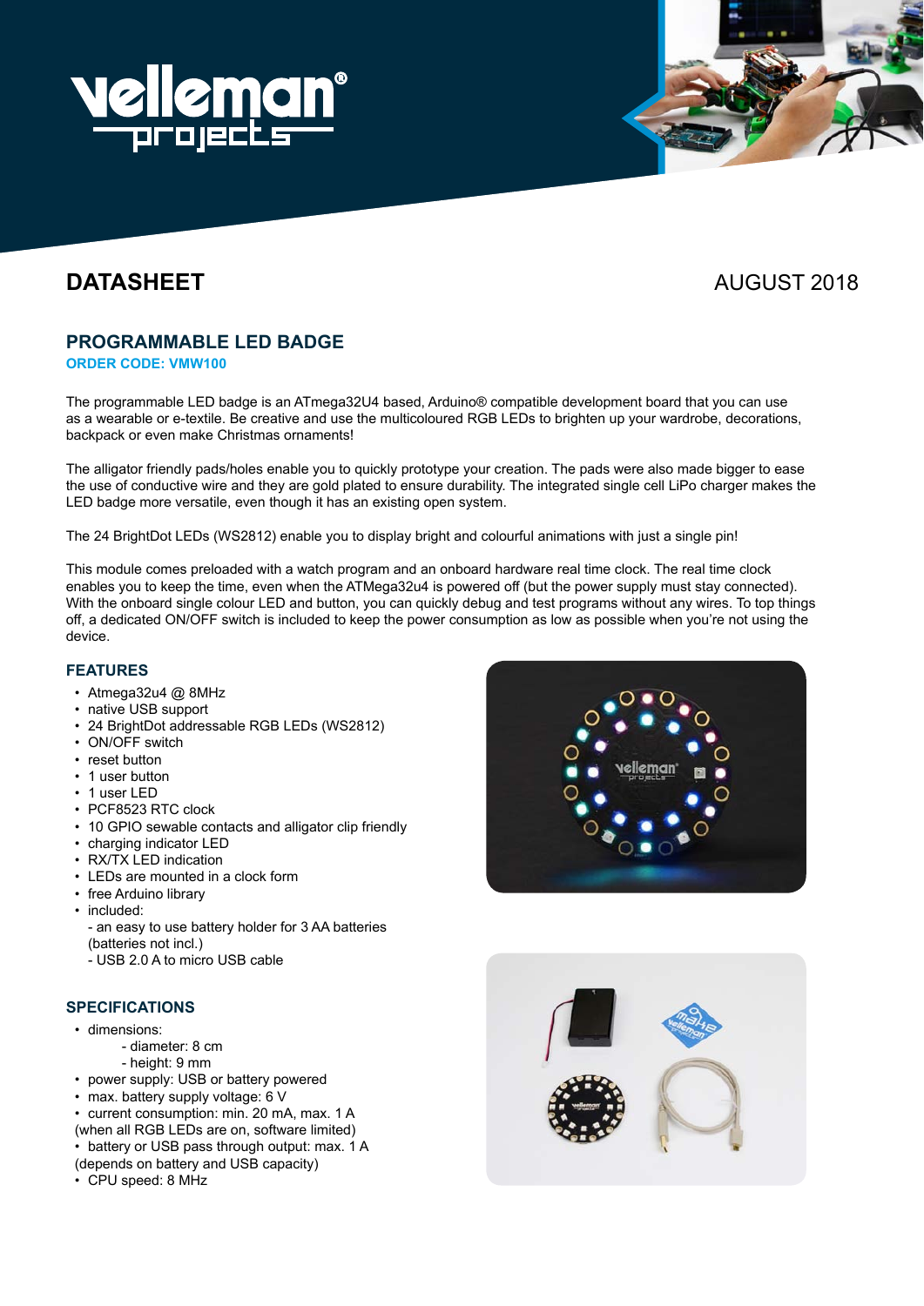## DATASHEET

AUGUST 2018

## PROGRAMMABLE LED BADGE

**ORDER CODE: VMW100**

The programmable LED badge is an ATmega32U4 based, Arduino® compatible development board that you can use as a wearable or e-textile. Be creative and use the multicoloured RGB LEDs to brighten up your wardrobe, decorations, backpack or even make Christmas ornaments!

The alligator friendly pads/holes enable you to quickly prototype your creation. The pads were also made bigger to ease the use of conductive wire and they are gold plated to ensure durability. The integrated single cell LiPo charger makes the LED badge more versatile, even though it has an existing open system.

The 24 BrightDot LEDs (WS2812) enable you to display bright and colourful animations with just a single pin!

This module comes preloaded with a watch program and an onboard hardware real time clock. The real time clock enables you to keep the time, even when the ATMega32u4 is powered off (but the power supply must stay connected). With the onboard single colour LED and button, you can quickly debug and test programs without any wires. To top things off, a dedicated ON/OFF switch is included to keep the power consumption as low as possible when you're not using the device.

### FEATURES

- Atmega32u4 @ 8MHz
- native USB support
- 24 BrightDot addressable RGB LEDs (WS2812)
- ON/OFF switch
- reset button
- 1 user button
- 1 user LED
- PCF8523 RTC clock
- 10 GPIO sewable contacts and alligator clip friendly
- charging indicator LED
- RX/TX LED indication
- LEDs are mounted in a clock form
- free Arduino library
- included:
  - an easy to use battery holder for 3 AA batteries (batteries not incl.)
  - USB 2.0 A to micro USB cable

### SPECIFICATIONS

- dimensions:
  - diameter: 8 cm
  - height: 9 mm
- power supply: USB or battery powered
- max. battery supply voltage: 6 V
- current consumption: min. 20 mA, max. 1 A (when all RGB LEDs are on, software limited)
- battery or USB pass through output: max. 1 A (depends on battery and USB capacity)
- CPU speed: 8 MHz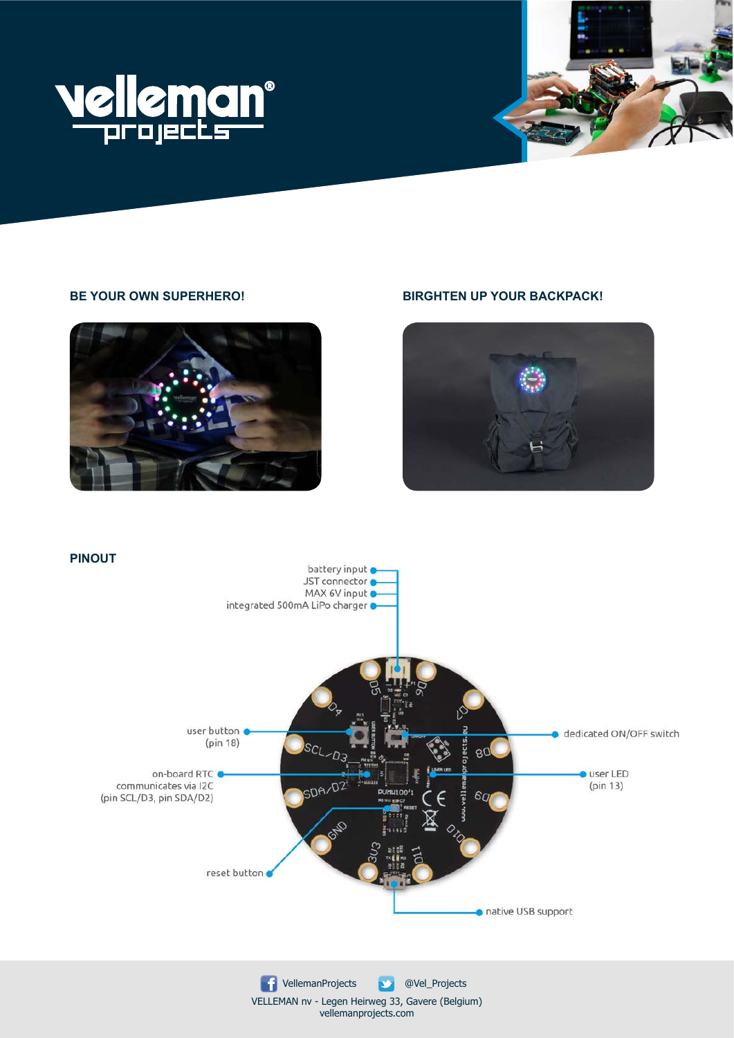## BE YOUR OWN SUPERHERO!

## BIRGHTEN UP YOUR BACKPACK!

## PINOUT

battery input
JST connector
MAX 6V input
integrated 500mA LiPo charger

user button
(pin 18)

dedicated ON/OFF switch

on-board RTC
communicates via I2C
(pin SCL/D3, pin SDA/D2)

user LED
(pin 13)

reset button

native USB support

VellemanProjects @Vel_Projects

VELLEMAN nv - Legen Heirweg 33, Gavere (Belgium)
vellemanprojects.com